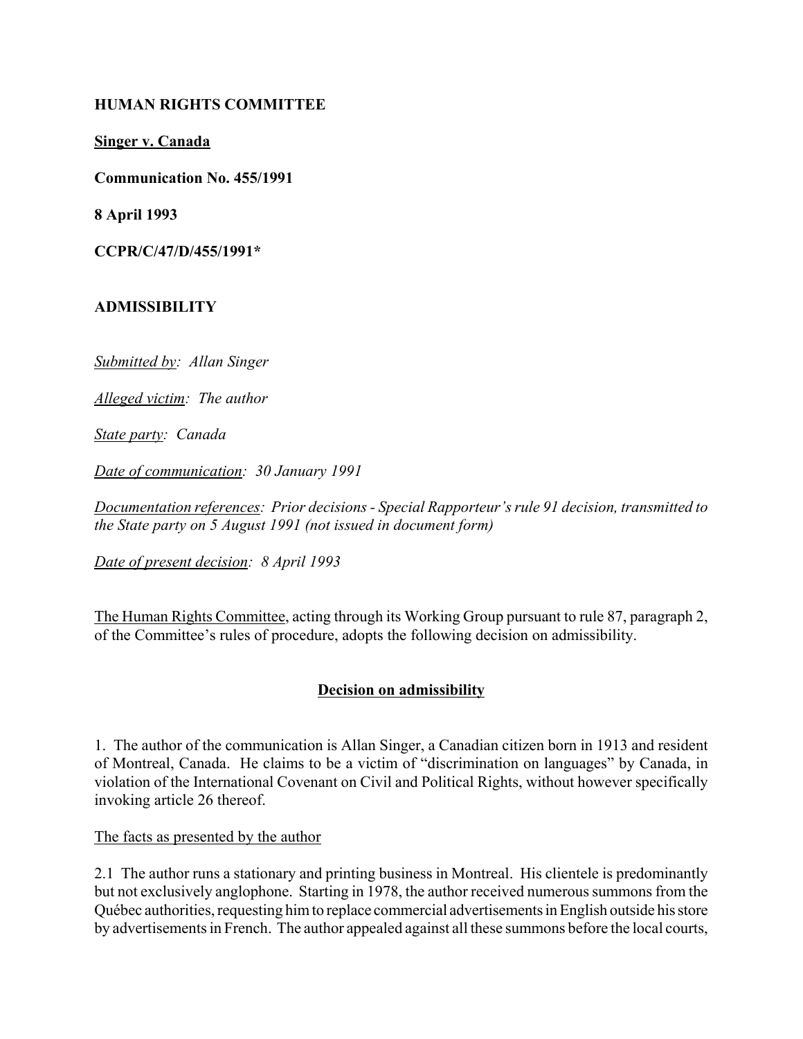**HUMAN RIGHTS COMMITTEE**

**Singer v. Canada**

**Communication No. 455/1991**

**8 April 1993**

**CCPR/C/47/D/455/1991***

**ADMISSIBILITY**

*Submitted by: Allan Singer*

*Alleged victim: The author*

*State party: Canada*

*Date of communication: 30 January 1991*

*Documentation references: Prior decisions - Special Rapporteur's rule 91 decision, transmitted to the State party on 5 August 1991 (not issued in document form)*

*Date of present decision: 8 April 1993*

The Human Rights Committee, acting through its Working Group pursuant to rule 87, paragraph 2, of the Committee's rules of procedure, adopts the following decision on admissibility.

**Decision on admissibility**

1. The author of the communication is Allan Singer, a Canadian citizen born in 1913 and resident of Montreal, Canada. He claims to be a victim of "discrimination on languages" by Canada, in violation of the International Covenant on Civil and Political Rights, without however specifically invoking article 26 thereof.

The facts as presented by the author

2.1 The author runs a stationary and printing business in Montreal. His clientele is predominantly but not exclusively anglophone. Starting in 1978, the author received numerous summons from the Québec authorities, requesting him to replace commercial advertisements in English outside his store by advertisements in French. The author appealed against all these summons before the local courts,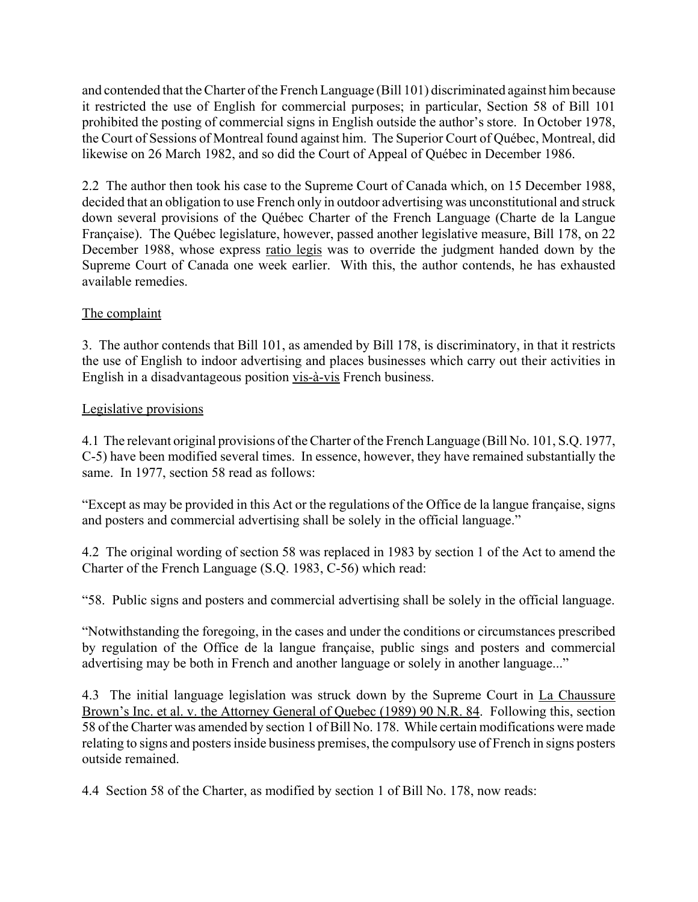and contended that the Charter of the French Language (Bill 101) discriminated against him because it restricted the use of English for commercial purposes; in particular, Section 58 of Bill 101 prohibited the posting of commercial signs in English outside the author's store. In October 1978, the Court of Sessions of Montreal found against him. The Superior Court of Québec, Montreal, did likewise on 26 March 1982, and so did the Court of Appeal of Québec in December 1986.

2.2 The author then took his case to the Supreme Court of Canada which, on 15 December 1988, decided that an obligation to use French only in outdoor advertising was unconstitutional and struck down several provisions of the Québec Charter of the French Language (Charte de la Langue Française). The Québec legislature, however, passed another legislative measure, Bill 178, on 22 December 1988, whose express ratio legis was to override the judgment handed down by the Supreme Court of Canada one week earlier. With this, the author contends, he has exhausted available remedies.

## The complaint

3. The author contends that Bill 101, as amended by Bill 178, is discriminatory, in that it restricts the use of English to indoor advertising and places businesses which carry out their activities in English in a disadvantageous position vis-à-vis French business.

## Legislative provisions

4.1 The relevant original provisions of the Charter of the French Language (Bill No. 101, S.Q. 1977, C-5) have been modified several times. In essence, however, they have remained substantially the same. In 1977, section 58 read as follows:

"Except as may be provided in this Act or the regulations of the Office de la langue française, signs and posters and commercial advertising shall be solely in the official language."

4.2 The original wording of section 58 was replaced in 1983 by section 1 of the Act to amend the Charter of the French Language (S.Q. 1983, C-56) which read:

"58. Public signs and posters and commercial advertising shall be solely in the official language.

"Notwithstanding the foregoing, in the cases and under the conditions or circumstances prescribed by regulation of the Office de la langue française, public sings and posters and commercial advertising may be both in French and another language or solely in another language..."

4.3 The initial language legislation was struck down by the Supreme Court in La Chaussure Brown's Inc. et al. v. the Attorney General of Quebec (1989) 90 N.R. 84. Following this, section 58 of the Charter was amended by section 1 of Bill No. 178. While certain modifications were made relating to signs and posters inside business premises, the compulsory use of French in signs posters outside remained.

4.4 Section 58 of the Charter, as modified by section 1 of Bill No. 178, now reads: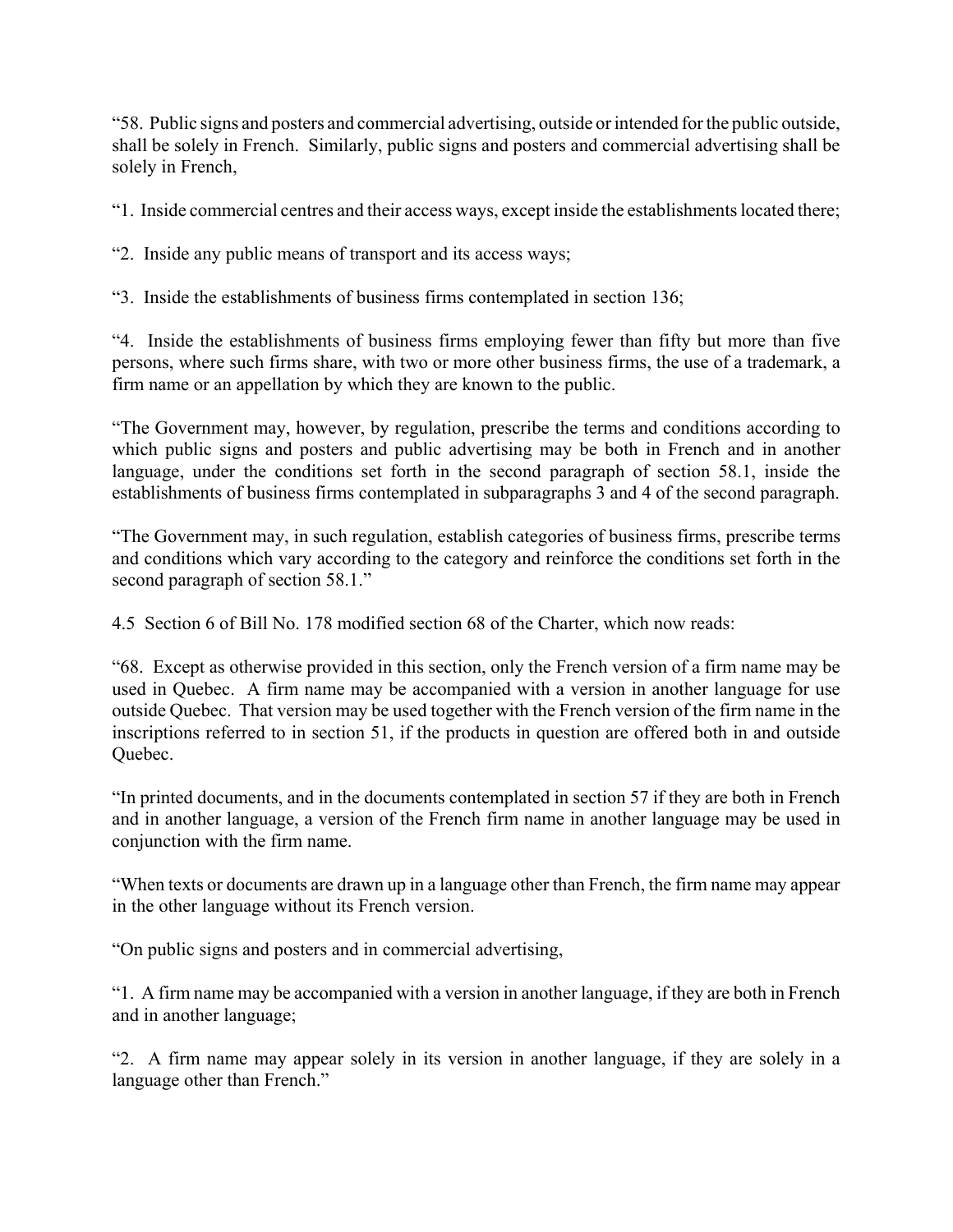“58. Public signs and posters and commercial advertising, outside or intended for the public outside, shall be solely in French. Similarly, public signs and posters and commercial advertising shall be solely in French,

“1. Inside commercial centres and their access ways, except inside the establishments located there;

“2. Inside any public means of transport and its access ways;

“3. Inside the establishments of business firms contemplated in section 136;

“4. Inside the establishments of business firms employing fewer than fifty but more than five persons, where such firms share, with two or more other business firms, the use of a trademark, a firm name or an appellation by which they are known to the public.

“The Government may, however, by regulation, prescribe the terms and conditions according to which public signs and posters and public advertising may be both in French and in another language, under the conditions set forth in the second paragraph of section 58.1, inside the establishments of business firms contemplated in subparagraphs 3 and 4 of the second paragraph.

“The Government may, in such regulation, establish categories of business firms, prescribe terms and conditions which vary according to the category and reinforce the conditions set forth in the second paragraph of section 58.1.”

4.5 Section 6 of Bill No. 178 modified section 68 of the Charter, which now reads:

“68. Except as otherwise provided in this section, only the French version of a firm name may be used in Quebec. A firm name may be accompanied with a version in another language for use outside Quebec. That version may be used together with the French version of the firm name in the inscriptions referred to in section 51, if the products in question are offered both in and outside Quebec.

“In printed documents, and in the documents contemplated in section 57 if they are both in French and in another language, a version of the French firm name in another language may be used in conjunction with the firm name.

“When texts or documents are drawn up in a language other than French, the firm name may appear in the other language without its French version.

“On public signs and posters and in commercial advertising,

“1. A firm name may be accompanied with a version in another language, if they are both in French and in another language;

“2. A firm name may appear solely in its version in another language, if they are solely in a language other than French.”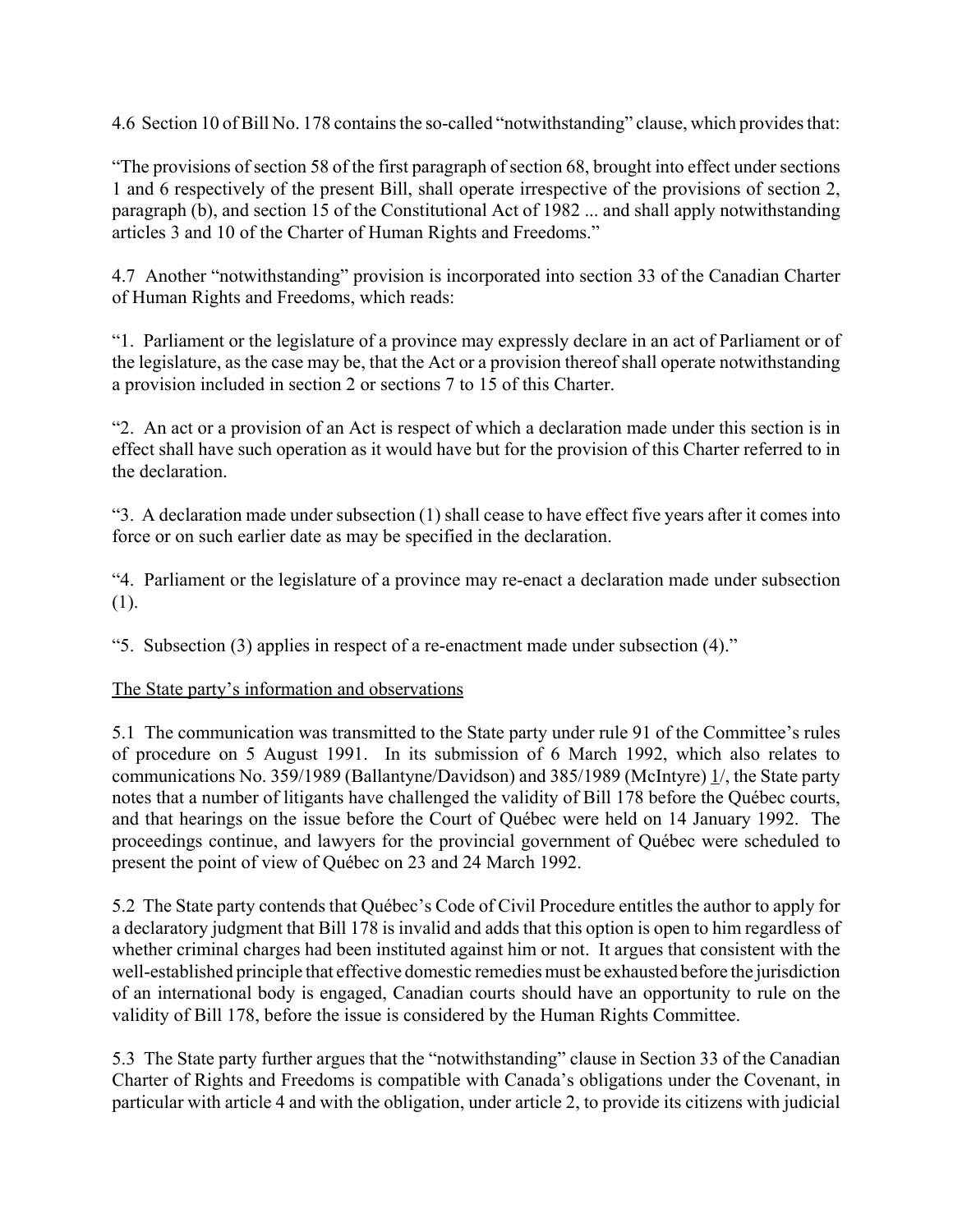4.6 Section 10 of Bill No. 178 contains the so-called "notwithstanding" clause, which provides that:

"The provisions of section 58 of the first paragraph of section 68, brought into effect under sections 1 and 6 respectively of the present Bill, shall operate irrespective of the provisions of section 2, paragraph (b), and section 15 of the Constitutional Act of 1982 ... and shall apply notwithstanding articles 3 and 10 of the Charter of Human Rights and Freedoms."

4.7 Another "notwithstanding" provision is incorporated into section 33 of the Canadian Charter of Human Rights and Freedoms, which reads:

"1. Parliament or the legislature of a province may expressly declare in an act of Parliament or of the legislature, as the case may be, that the Act or a provision thereof shall operate notwithstanding a provision included in section 2 or sections 7 to 15 of this Charter.

"2. An act or a provision of an Act is respect of which a declaration made under this section is in effect shall have such operation as it would have but for the provision of this Charter referred to in the declaration.

"3. A declaration made under subsection (1) shall cease to have effect five years after it comes into force or on such earlier date as may be specified in the declaration.

"4. Parliament or the legislature of a province may re-enact a declaration made under subsection (1).

"5. Subsection (3) applies in respect of a re-enactment made under subsection (4)."

<u>The State party's information and observations</u>

5.1 The communication was transmitted to the State party under rule 91 of the Committee's rules of procedure on 5 August 1991. In its submission of 6 March 1992, which also relates to communications No. 359/1989 (Ballantyne/Davidson) and 385/1989 (McIntyre) 1/, the State party notes that a number of litigants have challenged the validity of Bill 178 before the Québec courts, and that hearings on the issue before the Court of Québec were held on 14 January 1992. The proceedings continue, and lawyers for the provincial government of Québec were scheduled to present the point of view of Québec on 23 and 24 March 1992.

5.2 The State party contends that Québec's Code of Civil Procedure entitles the author to apply for a declaratory judgment that Bill 178 is invalid and adds that this option is open to him regardless of whether criminal charges had been instituted against him or not. It argues that consistent with the well-established principle that effective domestic remedies must be exhausted before the jurisdiction of an international body is engaged, Canadian courts should have an opportunity to rule on the validity of Bill 178, before the issue is considered by the Human Rights Committee.

5.3 The State party further argues that the "notwithstanding" clause in Section 33 of the Canadian Charter of Rights and Freedoms is compatible with Canada's obligations under the Covenant, in particular with article 4 and with the obligation, under article 2, to provide its citizens with judicial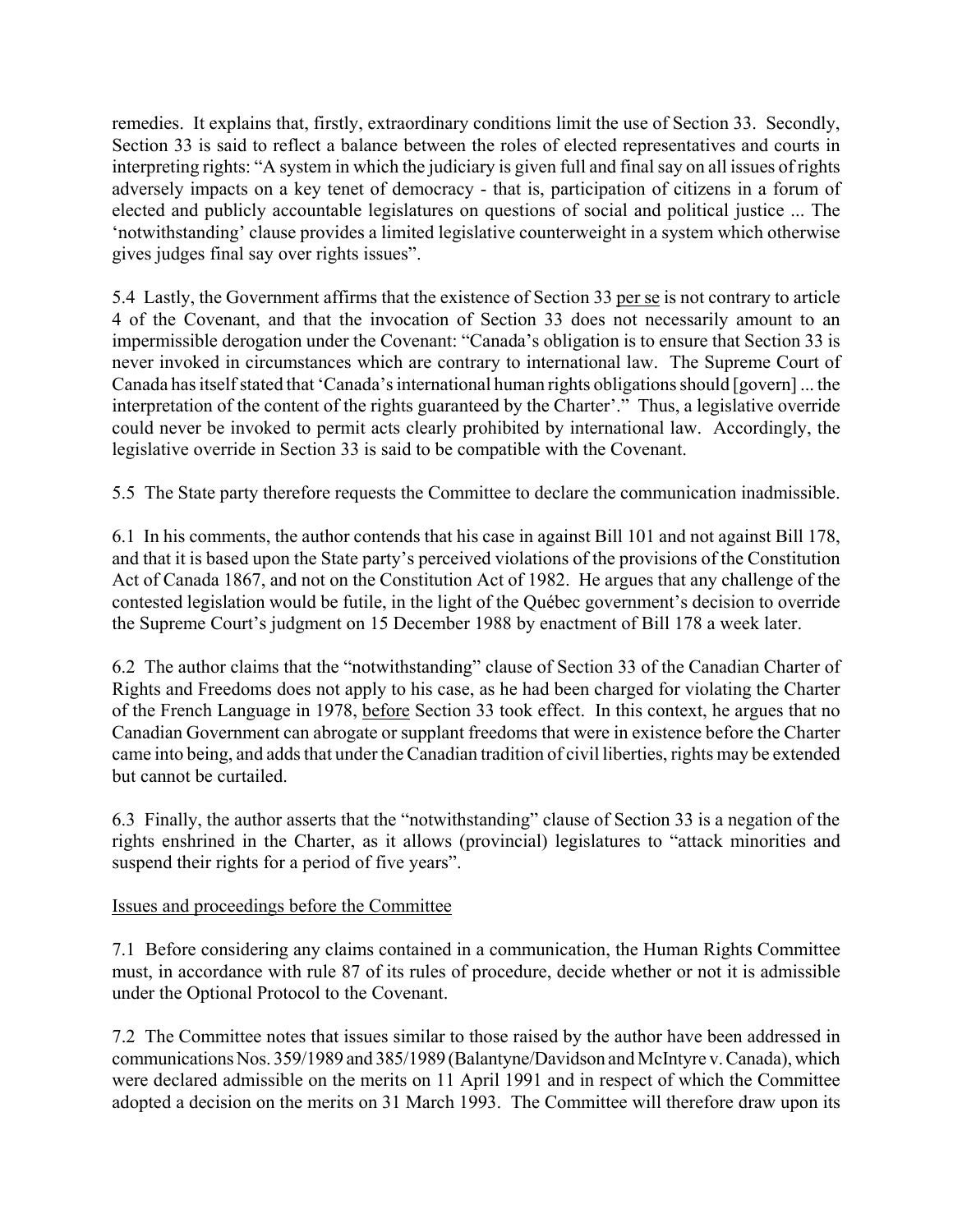remedies. It explains that, firstly, extraordinary conditions limit the use of Section 33. Secondly, Section 33 is said to reflect a balance between the roles of elected representatives and courts in interpreting rights: "A system in which the judiciary is given full and final say on all issues of rights adversely impacts on a key tenet of democracy - that is, participation of citizens in a forum of elected and publicly accountable legislatures on questions of social and political justice ... The 'notwithstanding' clause provides a limited legislative counterweight in a system which otherwise gives judges final say over rights issues".

5.4 Lastly, the Government affirms that the existence of Section 33 per se is not contrary to article 4 of the Covenant, and that the invocation of Section 33 does not necessarily amount to an impermissible derogation under the Covenant: "Canada's obligation is to ensure that Section 33 is never invoked in circumstances which are contrary to international law. The Supreme Court of Canada has itself stated that 'Canada's international human rights obligations should [govern] ... the interpretation of the content of the rights guaranteed by the Charter'." Thus, a legislative override could never be invoked to permit acts clearly prohibited by international law. Accordingly, the legislative override in Section 33 is said to be compatible with the Covenant.

5.5 The State party therefore requests the Committee to declare the communication inadmissible.

6.1 In his comments, the author contends that his case in against Bill 101 and not against Bill 178, and that it is based upon the State party's perceived violations of the provisions of the Constitution Act of Canada 1867, and not on the Constitution Act of 1982. He argues that any challenge of the contested legislation would be futile, in the light of the Québec government's decision to override the Supreme Court's judgment on 15 December 1988 by enactment of Bill 178 a week later.

6.2 The author claims that the "notwithstanding" clause of Section 33 of the Canadian Charter of Rights and Freedoms does not apply to his case, as he had been charged for violating the Charter of the French Language in 1978, before Section 33 took effect. In this context, he argues that no Canadian Government can abrogate or supplant freedoms that were in existence before the Charter came into being, and adds that under the Canadian tradition of civil liberties, rights may be extended but cannot be curtailed.

6.3 Finally, the author asserts that the "notwithstanding" clause of Section 33 is a negation of the rights enshrined in the Charter, as it allows (provincial) legislatures to "attack minorities and suspend their rights for a period of five years".

## Issues and proceedings before the Committee

7.1 Before considering any claims contained in a communication, the Human Rights Committee must, in accordance with rule 87 of its rules of procedure, decide whether or not it is admissible under the Optional Protocol to the Covenant.

7.2 The Committee notes that issues similar to those raised by the author have been addressed in communications Nos. 359/1989 and 385/1989 (Balantyne/Davidson and McIntyre v. Canada), which were declared admissible on the merits on 11 April 1991 and in respect of which the Committee adopted a decision on the merits on 31 March 1993. The Committee will therefore draw upon its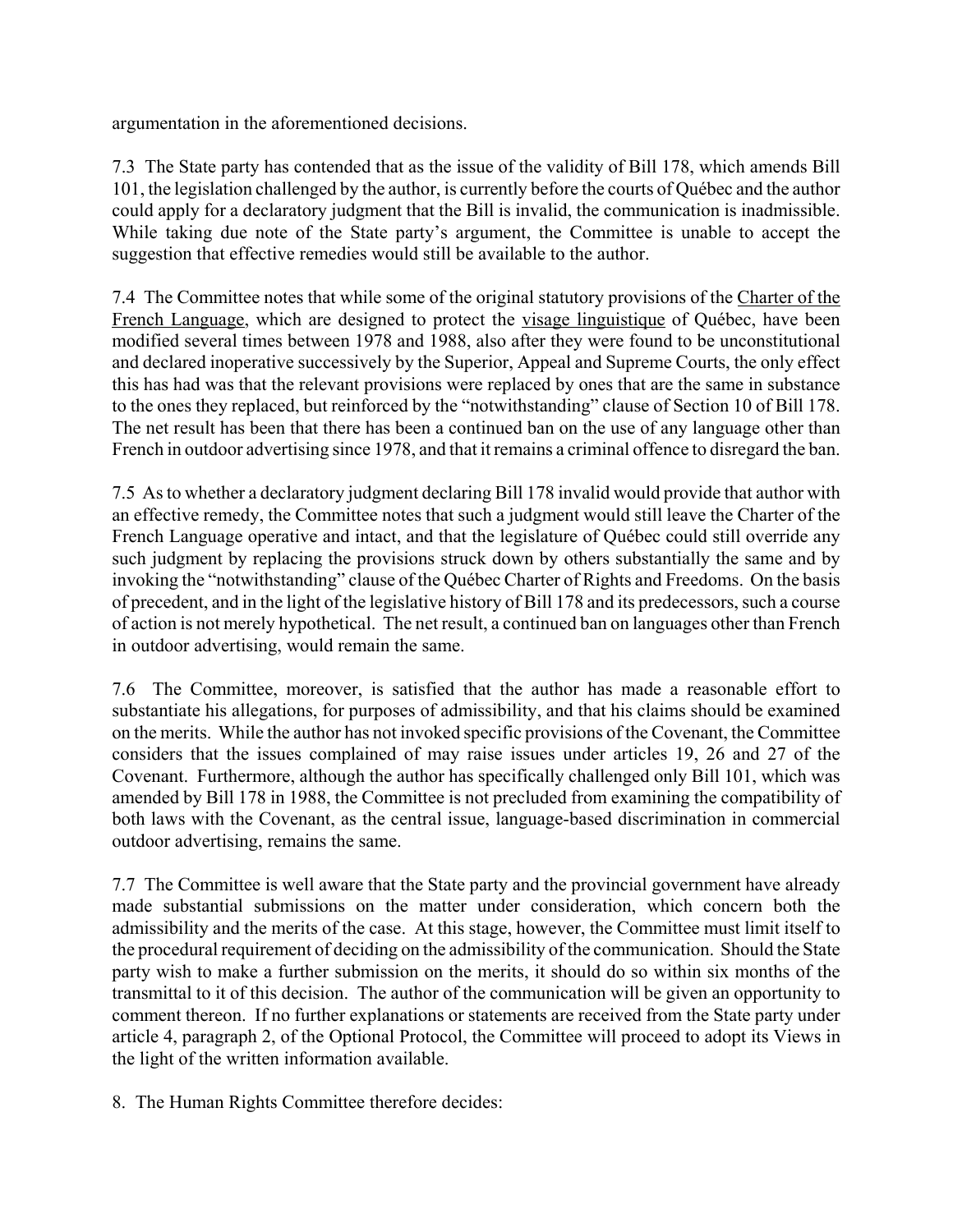argumentation in the aforementioned decisions.

7.3 The State party has contended that as the issue of the validity of Bill 178, which amends Bill 101, the legislation challenged by the author, is currently before the courts of Québec and the author could apply for a declaratory judgment that the Bill is invalid, the communication is inadmissible. While taking due note of the State party's argument, the Committee is unable to accept the suggestion that effective remedies would still be available to the author.

7.4 The Committee notes that while some of the original statutory provisions of the Charter of the French Language, which are designed to protect the visage linguistique of Québec, have been modified several times between 1978 and 1988, also after they were found to be unconstitutional and declared inoperative successively by the Superior, Appeal and Supreme Courts, the only effect this has had was that the relevant provisions were replaced by ones that are the same in substance to the ones they replaced, but reinforced by the "notwithstanding" clause of Section 10 of Bill 178. The net result has been that there has been a continued ban on the use of any language other than French in outdoor advertising since 1978, and that it remains a criminal offence to disregard the ban.

7.5 As to whether a declaratory judgment declaring Bill 178 invalid would provide that author with an effective remedy, the Committee notes that such a judgment would still leave the Charter of the French Language operative and intact, and that the legislature of Québec could still override any such judgment by replacing the provisions struck down by others substantially the same and by invoking the "notwithstanding" clause of the Québec Charter of Rights and Freedoms. On the basis of precedent, and in the light of the legislative history of Bill 178 and its predecessors, such a course of action is not merely hypothetical. The net result, a continued ban on languages other than French in outdoor advertising, would remain the same.

7.6 The Committee, moreover, is satisfied that the author has made a reasonable effort to substantiate his allegations, for purposes of admissibility, and that his claims should be examined on the merits. While the author has not invoked specific provisions of the Covenant, the Committee considers that the issues complained of may raise issues under articles 19, 26 and 27 of the Covenant. Furthermore, although the author has specifically challenged only Bill 101, which was amended by Bill 178 in 1988, the Committee is not precluded from examining the compatibility of both laws with the Covenant, as the central issue, language-based discrimination in commercial outdoor advertising, remains the same.

7.7 The Committee is well aware that the State party and the provincial government have already made substantial submissions on the matter under consideration, which concern both the admissibility and the merits of the case. At this stage, however, the Committee must limit itself to the procedural requirement of deciding on the admissibility of the communication. Should the State party wish to make a further submission on the merits, it should do so within six months of the transmittal to it of this decision. The author of the communication will be given an opportunity to comment thereon. If no further explanations or statements are received from the State party under article 4, paragraph 2, of the Optional Protocol, the Committee will proceed to adopt its Views in the light of the written information available.

8. The Human Rights Committee therefore decides: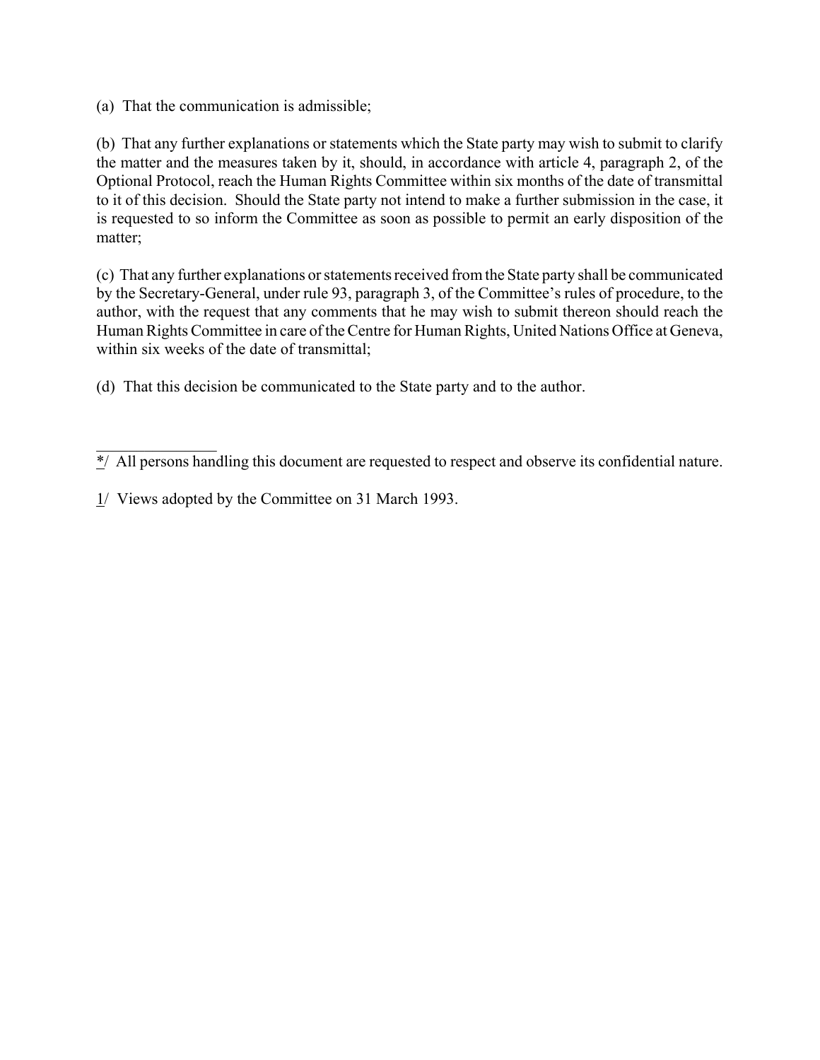(a) That the communication is admissible;

(b) That any further explanations or statements which the State party may wish to submit to clarify the matter and the measures taken by it, should, in accordance with article 4, paragraph 2, of the Optional Protocol, reach the Human Rights Committee within six months of the date of transmittal to it of this decision. Should the State party not intend to make a further submission in the case, it is requested to so inform the Committee as soon as possible to permit an early disposition of the matter;

(c) That any further explanations or statements received from the State party shall be communicated by the Secretary-General, under rule 93, paragraph 3, of the Committee's rules of procedure, to the author, with the request that any comments that he may wish to submit thereon should reach the Human Rights Committee in care of the Centre for Human Rights, United Nations Office at Geneva, within six weeks of the date of transmittal;

(d) That this decision be communicated to the State party and to the author.

---

*/ All persons handling this document are requested to respect and observe its confidential nature.

1/ Views adopted by the Committee on 31 March 1993.